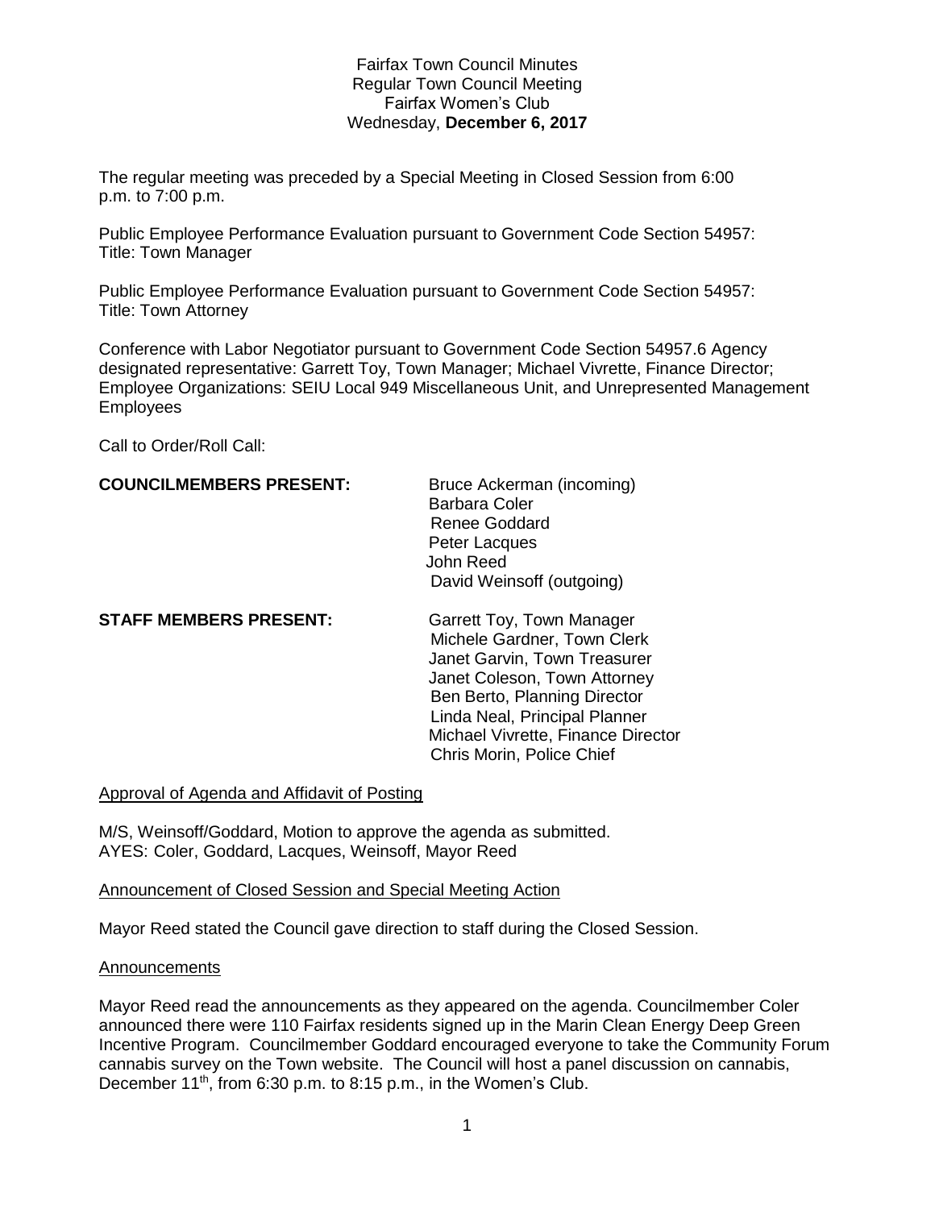Fairfax Town Council Minutes
Regular Town Council Meeting
Fairfax Women's Club
Wednesday, **December 6, 2017**

The regular meeting was preceded by a Special Meeting in Closed Session from 6:00 p.m. to 7:00 p.m.

Public Employee Performance Evaluation pursuant to Government Code Section 54957:
Title: Town Manager

Public Employee Performance Evaluation pursuant to Government Code Section 54957:
Title: Town Attorney

Conference with Labor Negotiator pursuant to Government Code Section 54957.6 Agency designated representative: Garrett Toy, Town Manager; Michael Vivrette, Finance Director; Employee Organizations: SEIU Local 949 Miscellaneous Unit, and Unrepresented Management Employees

Call to Order/Roll Call:

**COUNCILMEMBERS PRESENT:**
Bruce Ackerman (incoming)
Barbara Coler
Renee Goddard
Peter Lacques
John Reed
David Weinsoff (outgoing)

**STAFF MEMBERS PRESENT:**
Garrett Toy, Town Manager
Michele Gardner, Town Clerk
Janet Garvin, Town Treasurer
Janet Coleson, Town Attorney
Ben Berto, Planning Director
Linda Neal, Principal Planner
Michael Vivrette, Finance Director
Chris Morin, Police Chief

<u>Approval of Agenda and Affidavit of Posting</u>

M/S, Weinsoff/Goddard, Motion to approve the agenda as submitted.
AYES: Coler, Goddard, Lacques, Weinsoff, Mayor Reed

<u>Announcement of Closed Session and Special Meeting Action</u>

Mayor Reed stated the Council gave direction to staff during the Closed Session.

<u>Announcements</u>

Mayor Reed read the announcements as they appeared on the agenda. Councilmember Coler announced there were 110 Fairfax residents signed up in the Marin Clean Energy Deep Green Incentive Program. Councilmember Goddard encouraged everyone to take the Community Forum cannabis survey on the Town website. The Council will host a panel discussion on cannabis, December 11th, from 6:30 p.m. to 8:15 p.m., in the Women's Club.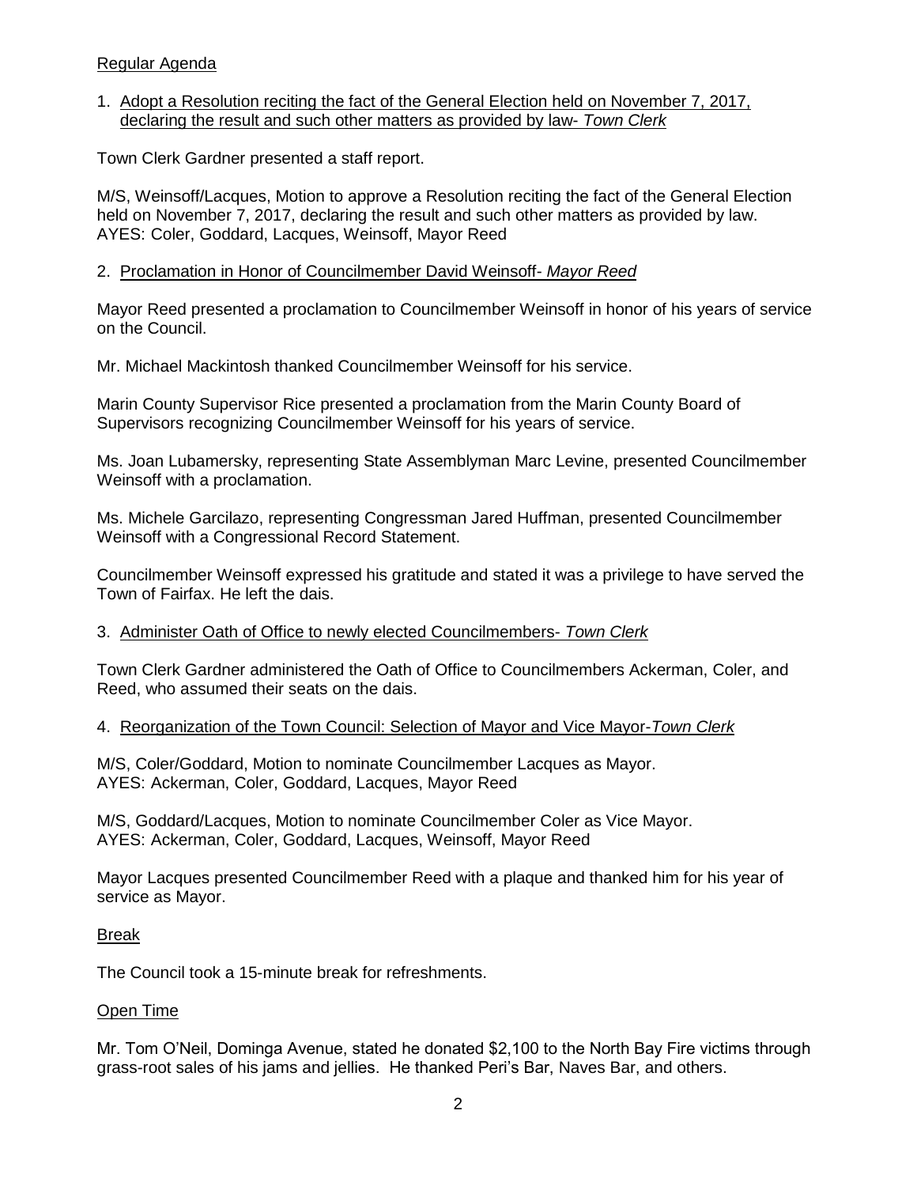## Regular Agenda

1. Adopt a Resolution reciting the fact of the General Election held on November 7, 2017, declaring the result and such other matters as provided by law- *Town Clerk*

Town Clerk Gardner presented a staff report.

M/S, Weinsoff/Lacques, Motion to approve a Resolution reciting the fact of the General Election held on November 7, 2017, declaring the result and such other matters as provided by law.
AYES: Coler, Goddard, Lacques, Weinsoff, Mayor Reed

2. Proclamation in Honor of Councilmember David Weinsoff- *Mayor Reed*

Mayor Reed presented a proclamation to Councilmember Weinsoff in honor of his years of service on the Council.

Mr. Michael Mackintosh thanked Councilmember Weinsoff for his service.

Marin County Supervisor Rice presented a proclamation from the Marin County Board of Supervisors recognizing Councilmember Weinsoff for his years of service.

Ms. Joan Lubamersky, representing State Assemblyman Marc Levine, presented Councilmember Weinsoff with a proclamation.

Ms. Michele Garcilazo, representing Congressman Jared Huffman, presented Councilmember Weinsoff with a Congressional Record Statement.

Councilmember Weinsoff expressed his gratitude and stated it was a privilege to have served the Town of Fairfax. He left the dais.

3. Administer Oath of Office to newly elected Councilmembers- *Town Clerk*

Town Clerk Gardner administered the Oath of Office to Councilmembers Ackerman, Coler, and Reed, who assumed their seats on the dais.

4. Reorganization of the Town Council: Selection of Mayor and Vice Mayor-*Town Clerk*

M/S, Coler/Goddard, Motion to nominate Councilmember Lacques as Mayor.
AYES: Ackerman, Coler, Goddard, Lacques, Mayor Reed

M/S, Goddard/Lacques, Motion to nominate Councilmember Coler as Vice Mayor.
AYES: Ackerman, Coler, Goddard, Lacques, Weinsoff, Mayor Reed

Mayor Lacques presented Councilmember Reed with a plaque and thanked him for his year of service as Mayor.

## Break

The Council took a 15-minute break for refreshments.

## Open Time

Mr. Tom O'Neil, Dominga Avenue, stated he donated $2,100 to the North Bay Fire victims through grass-root sales of his jams and jellies. He thanked Peri's Bar, Naves Bar, and others.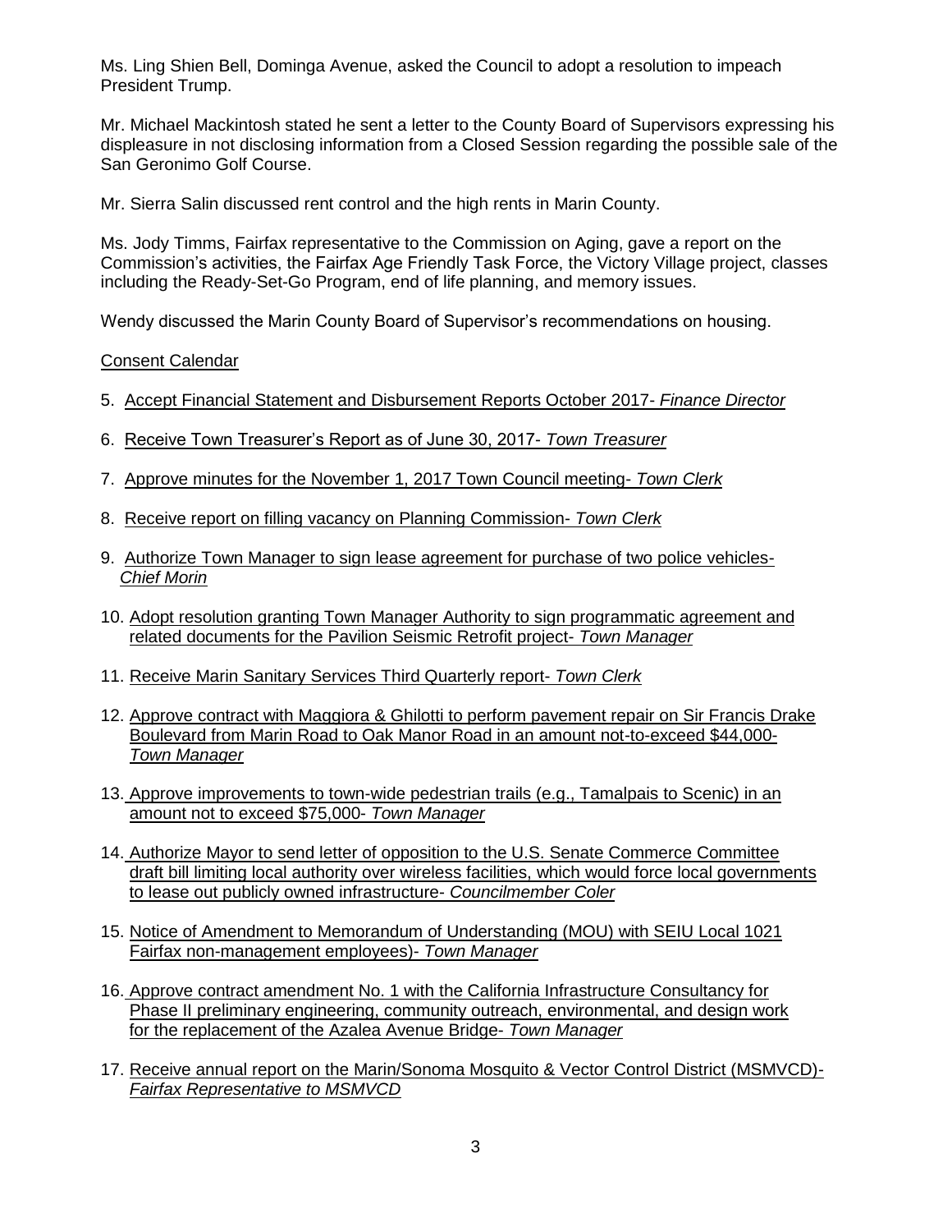Ms. Ling Shien Bell, Dominga Avenue, asked the Council to adopt a resolution to impeach President Trump.

Mr. Michael Mackintosh stated he sent a letter to the County Board of Supervisors expressing his displeasure in not disclosing information from a Closed Session regarding the possible sale of the San Geronimo Golf Course.

Mr. Sierra Salin discussed rent control and the high rents in Marin County.

Ms. Jody Timms, Fairfax representative to the Commission on Aging, gave a report on the Commission's activities, the Fairfax Age Friendly Task Force, the Victory Village project, classes including the Ready-Set-Go Program, end of life planning, and memory issues.

Wendy discussed the Marin County Board of Supervisor's recommendations on housing.

<u>Consent Calendar</u>

5. <u>Accept Financial Statement and Disbursement Reports October 2017- *Finance Director*</u>

6. <u>Receive Town Treasurer's Report as of June 30, 2017- *Town Treasurer*</u>

7. <u>Approve minutes for the November 1, 2017 Town Council meeting- *Town Clerk*</u>

8. <u>Receive report on filling vacancy on Planning Commission- *Town Clerk*</u>

9. <u>Authorize Town Manager to sign lease agreement for purchase of two police vehicles- *Chief Morin*</u>

10. <u>Adopt resolution granting Town Manager Authority to sign programmatic agreement and related documents for the Pavilion Seismic Retrofit project- *Town Manager*</u>

11. <u>Receive Marin Sanitary Services Third Quarterly report- *Town Clerk*</u>

12. <u>Approve contract with Maggiora & Ghilotti to perform pavement repair on Sir Francis Drake Boulevard from Marin Road to Oak Manor Road in an amount not-to-exceed $44,000- *Town Manager*</u>

13. <u>Approve improvements to town-wide pedestrian trails (e.g., Tamalpais to Scenic) in an amount not to exceed $75,000- *Town Manager*</u>

14. <u>Authorize Mayor to send letter of opposition to the U.S. Senate Commerce Committee draft bill limiting local authority over wireless facilities, which would force local governments to lease out publicly owned infrastructure- *Councilmember Coler*</u>

15. <u>Notice of Amendment to Memorandum of Understanding (MOU) with SEIU Local 1021 Fairfax non-management employees)- *Town Manager*</u>

16. <u>Approve contract amendment No. 1 with the California Infrastructure Consultancy for Phase II preliminary engineering, community outreach, environmental, and design work for the replacement of the Azalea Avenue Bridge- *Town Manager*</u>

17. <u>Receive annual report on the Marin/Sonoma Mosquito & Vector Control District (MSMVCD)- *Fairfax Representative to MSMVCD*</u>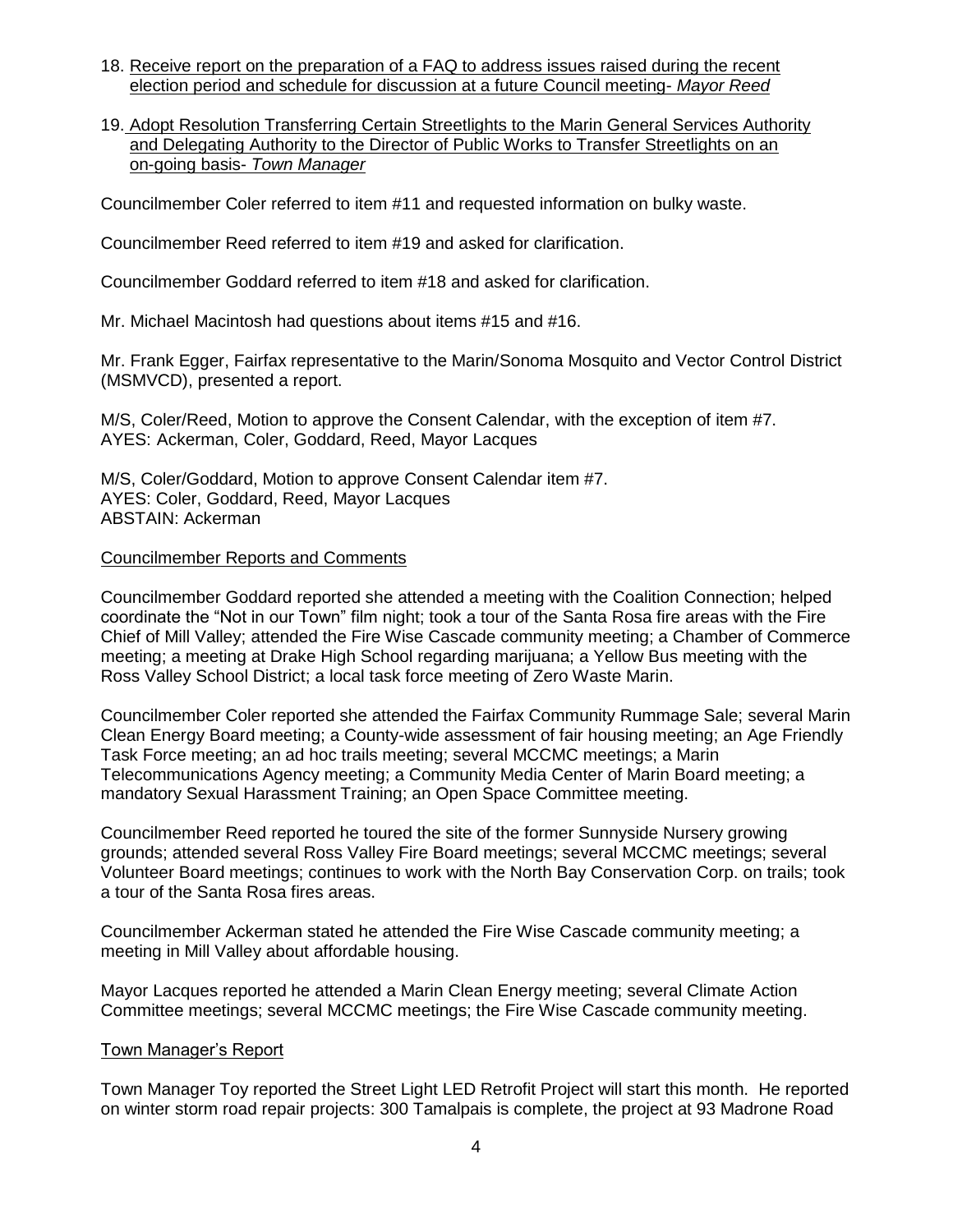18. Receive report on the preparation of a FAQ to address issues raised during the recent election period and schedule for discussion at a future Council meeting- *Mayor Reed*

19. Adopt Resolution Transferring Certain Streetlights to the Marin General Services Authority and Delegating Authority to the Director of Public Works to Transfer Streetlights on an on-going basis- *Town Manager*

Councilmember Coler referred to item #11 and requested information on bulky waste.

Councilmember Reed referred to item #19 and asked for clarification.

Councilmember Goddard referred to item #18 and asked for clarification.

Mr. Michael Macintosh had questions about items #15 and #16.

Mr. Frank Egger, Fairfax representative to the Marin/Sonoma Mosquito and Vector Control District (MSMVCD), presented a report.

M/S, Coler/Reed, Motion to approve the Consent Calendar, with the exception of item #7.
AYES: Ackerman, Coler, Goddard, Reed, Mayor Lacques

M/S, Coler/Goddard, Motion to approve Consent Calendar item #7.
AYES: Coler, Goddard, Reed, Mayor Lacques
ABSTAIN: Ackerman

## Councilmember Reports and Comments

Councilmember Goddard reported she attended a meeting with the Coalition Connection; helped coordinate the "Not in our Town" film night; took a tour of the Santa Rosa fire areas with the Fire Chief of Mill Valley; attended the Fire Wise Cascade community meeting; a Chamber of Commerce meeting; a meeting at Drake High School regarding marijuana; a Yellow Bus meeting with the Ross Valley School District; a local task force meeting of Zero Waste Marin.

Councilmember Coler reported she attended the Fairfax Community Rummage Sale; several Marin Clean Energy Board meeting; a County-wide assessment of fair housing meeting; an Age Friendly Task Force meeting; an ad hoc trails meeting; several MCCMC meetings; a Marin Telecommunications Agency meeting; a Community Media Center of Marin Board meeting; a mandatory Sexual Harassment Training; an Open Space Committee meeting.

Councilmember Reed reported he toured the site of the former Sunnyside Nursery growing grounds; attended several Ross Valley Fire Board meetings; several MCCMC meetings; several Volunteer Board meetings; continues to work with the North Bay Conservation Corp. on trails; took a tour of the Santa Rosa fires areas.

Councilmember Ackerman stated he attended the Fire Wise Cascade community meeting; a meeting in Mill Valley about affordable housing.

Mayor Lacques reported he attended a Marin Clean Energy meeting; several Climate Action Committee meetings; several MCCMC meetings; the Fire Wise Cascade community meeting.

## Town Manager's Report

Town Manager Toy reported the Street Light LED Retrofit Project will start this month. He reported on winter storm road repair projects: 300 Tamalpais is complete, the project at 93 Madrone Road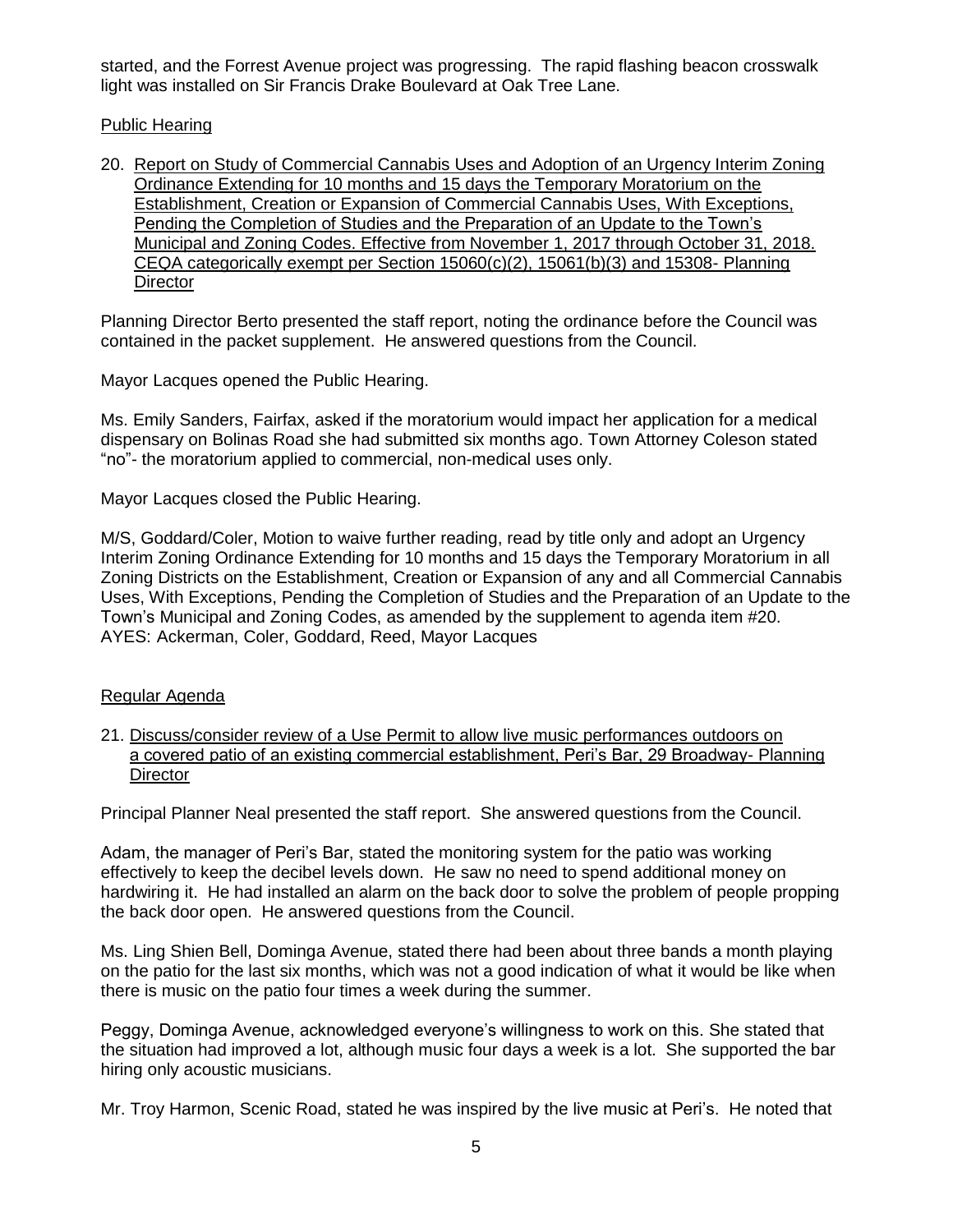started, and the Forrest Avenue project was progressing. The rapid flashing beacon crosswalk light was installed on Sir Francis Drake Boulevard at Oak Tree Lane.

Public Hearing

20. Report on Study of Commercial Cannabis Uses and Adoption of an Urgency Interim Zoning Ordinance Extending for 10 months and 15 days the Temporary Moratorium on the Establishment, Creation or Expansion of Commercial Cannabis Uses, With Exceptions, Pending the Completion of Studies and the Preparation of an Update to the Town's Municipal and Zoning Codes. Effective from November 1, 2017 through October 31, 2018. CEQA categorically exempt per Section 15060(c)(2), 15061(b)(3) and 15308- Planning Director

Planning Director Berto presented the staff report, noting the ordinance before the Council was contained in the packet supplement. He answered questions from the Council.

Mayor Lacques opened the Public Hearing.

Ms. Emily Sanders, Fairfax, asked if the moratorium would impact her application for a medical dispensary on Bolinas Road she had submitted six months ago. Town Attorney Coleson stated "no"- the moratorium applied to commercial, non-medical uses only.

Mayor Lacques closed the Public Hearing.

M/S, Goddard/Coler, Motion to waive further reading, read by title only and adopt an Urgency Interim Zoning Ordinance Extending for 10 months and 15 days the Temporary Moratorium in all Zoning Districts on the Establishment, Creation or Expansion of any and all Commercial Cannabis Uses, With Exceptions, Pending the Completion of Studies and the Preparation of an Update to the Town's Municipal and Zoning Codes, as amended by the supplement to agenda item #20.
AYES: Ackerman, Coler, Goddard, Reed, Mayor Lacques

Regular Agenda

21. Discuss/consider review of a Use Permit to allow live music performances outdoors on a covered patio of an existing commercial establishment, Peri's Bar, 29 Broadway- Planning Director

Principal Planner Neal presented the staff report. She answered questions from the Council.

Adam, the manager of Peri's Bar, stated the monitoring system for the patio was working effectively to keep the decibel levels down. He saw no need to spend additional money on hardwiring it. He had installed an alarm on the back door to solve the problem of people propping the back door open. He answered questions from the Council.

Ms. Ling Shien Bell, Dominga Avenue, stated there had been about three bands a month playing on the patio for the last six months, which was not a good indication of what it would be like when there is music on the patio four times a week during the summer.

Peggy, Dominga Avenue, acknowledged everyone's willingness to work on this. She stated that the situation had improved a lot, although music four days a week is a lot. She supported the bar hiring only acoustic musicians.

Mr. Troy Harmon, Scenic Road, stated he was inspired by the live music at Peri's. He noted that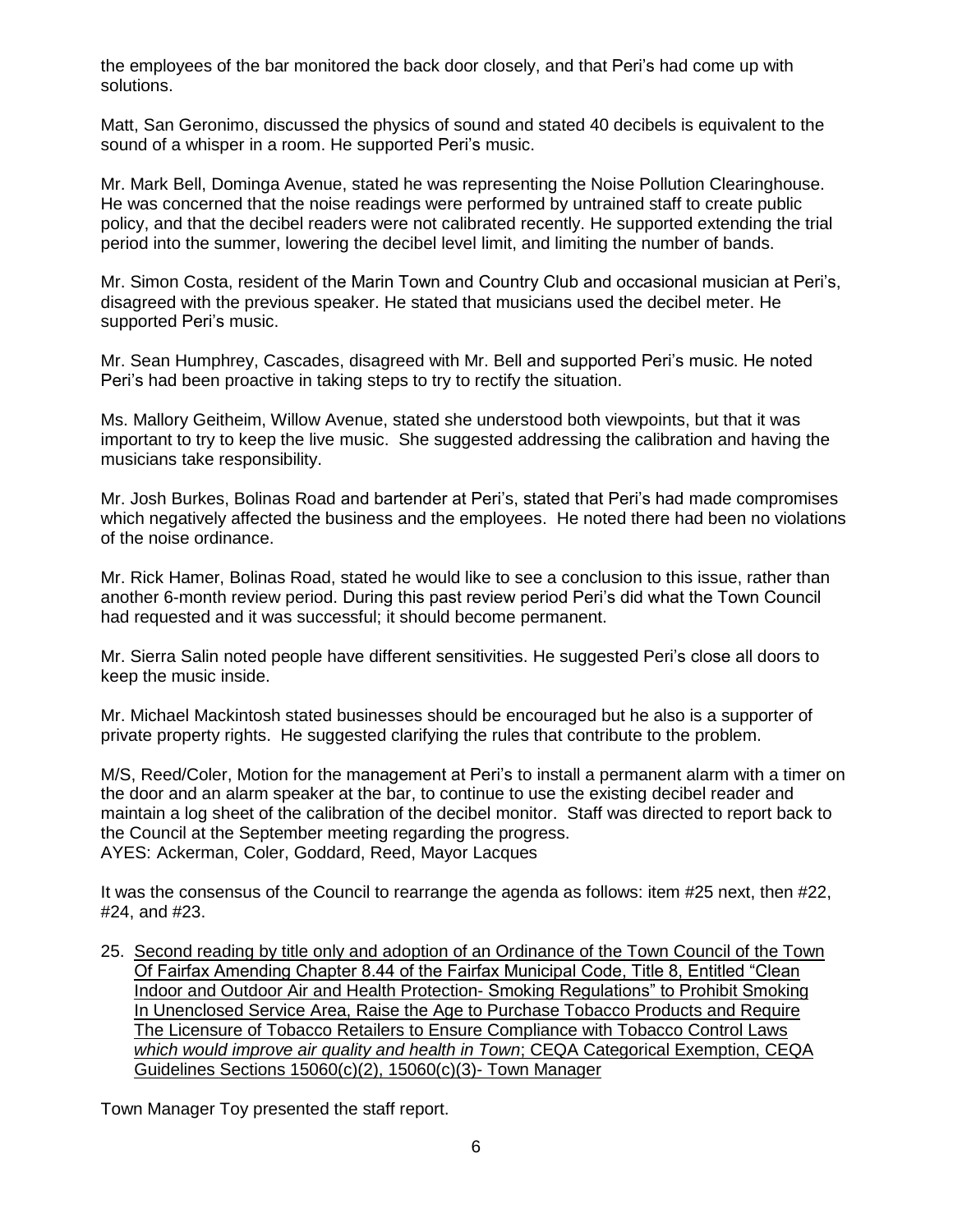the employees of the bar monitored the back door closely, and that Peri's had come up with solutions.

Matt, San Geronimo, discussed the physics of sound and stated 40 decibels is equivalent to the sound of a whisper in a room. He supported Peri's music.

Mr. Mark Bell, Dominga Avenue, stated he was representing the Noise Pollution Clearinghouse. He was concerned that the noise readings were performed by untrained staff to create public policy, and that the decibel readers were not calibrated recently. He supported extending the trial period into the summer, lowering the decibel level limit, and limiting the number of bands.

Mr. Simon Costa, resident of the Marin Town and Country Club and occasional musician at Peri's, disagreed with the previous speaker. He stated that musicians used the decibel meter. He supported Peri's music.

Mr. Sean Humphrey, Cascades, disagreed with Mr. Bell and supported Peri's music. He noted Peri's had been proactive in taking steps to try to rectify the situation.

Ms. Mallory Geitheim, Willow Avenue, stated she understood both viewpoints, but that it was important to try to keep the live music. She suggested addressing the calibration and having the musicians take responsibility.

Mr. Josh Burkes, Bolinas Road and bartender at Peri's, stated that Peri's had made compromises which negatively affected the business and the employees. He noted there had been no violations of the noise ordinance.

Mr. Rick Hamer, Bolinas Road, stated he would like to see a conclusion to this issue, rather than another 6-month review period. During this past review period Peri's did what the Town Council had requested and it was successful; it should become permanent.

Mr. Sierra Salin noted people have different sensitivities. He suggested Peri's close all doors to keep the music inside.

Mr. Michael Mackintosh stated businesses should be encouraged but he also is a supporter of private property rights. He suggested clarifying the rules that contribute to the problem.

M/S, Reed/Coler, Motion for the management at Peri's to install a permanent alarm with a timer on the door and an alarm speaker at the bar, to continue to use the existing decibel reader and maintain a log sheet of the calibration of the decibel monitor. Staff was directed to report back to the Council at the September meeting regarding the progress.
AYES: Ackerman, Coler, Goddard, Reed, Mayor Lacques

It was the consensus of the Council to rearrange the agenda as follows: item #25 next, then #22, #24, and #23.

25. Second reading by title only and adoption of an Ordinance of the Town Council of the Town Of Fairfax Amending Chapter 8.44 of the Fairfax Municipal Code, Title 8, Entitled "Clean Indoor and Outdoor Air and Health Protection- Smoking Regulations" to Prohibit Smoking In Unenclosed Service Area, Raise the Age to Purchase Tobacco Products and Require The Licensure of Tobacco Retailers to Ensure Compliance with Tobacco Control Laws *which would improve air quality and health in Town*; CEQA Categorical Exemption, CEQA Guidelines Sections 15060(c)(2), 15060(c)(3)- Town Manager

Town Manager Toy presented the staff report.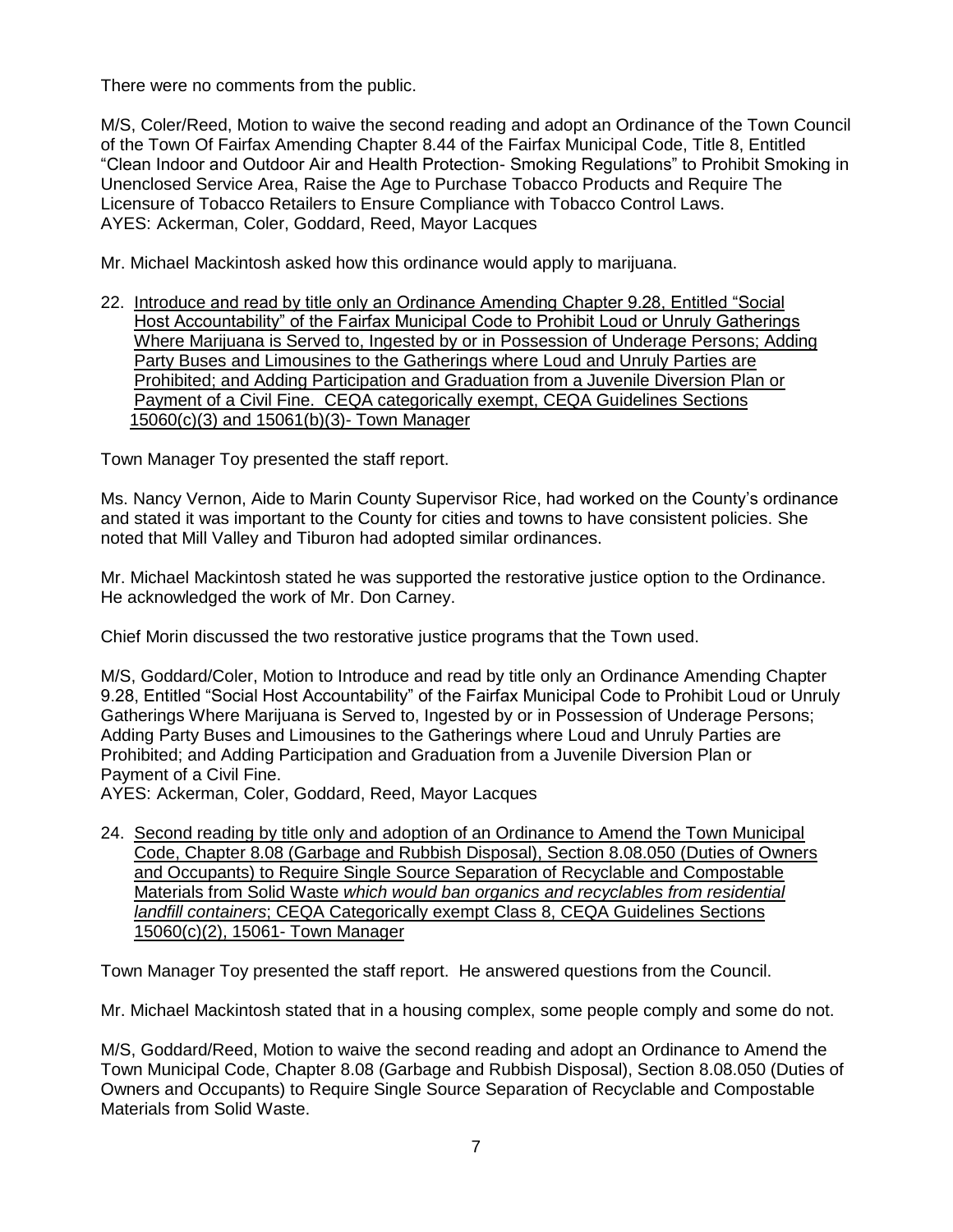There were no comments from the public.

M/S, Coler/Reed, Motion to waive the second reading and adopt an Ordinance of the Town Council of the Town Of Fairfax Amending Chapter 8.44 of the Fairfax Municipal Code, Title 8, Entitled "Clean Indoor and Outdoor Air and Health Protection- Smoking Regulations" to Prohibit Smoking in Unenclosed Service Area, Raise the Age to Purchase Tobacco Products and Require The Licensure of Tobacco Retailers to Ensure Compliance with Tobacco Control Laws.
AYES: Ackerman, Coler, Goddard, Reed, Mayor Lacques

Mr. Michael Mackintosh asked how this ordinance would apply to marijuana.

22. Introduce and read by title only an Ordinance Amending Chapter 9.28, Entitled "Social Host Accountability" of the Fairfax Municipal Code to Prohibit Loud or Unruly Gatherings Where Marijuana is Served to, Ingested by or in Possession of Underage Persons; Adding Party Buses and Limousines to the Gatherings where Loud and Unruly Parties are Prohibited; and Adding Participation and Graduation from a Juvenile Diversion Plan or Payment of a Civil Fine. CEQA categorically exempt, CEQA Guidelines Sections 15060(c)(3) and 15061(b)(3)- Town Manager

Town Manager Toy presented the staff report.

Ms. Nancy Vernon, Aide to Marin County Supervisor Rice, had worked on the County's ordinance and stated it was important to the County for cities and towns to have consistent policies. She noted that Mill Valley and Tiburon had adopted similar ordinances.

Mr. Michael Mackintosh stated he was supported the restorative justice option to the Ordinance. He acknowledged the work of Mr. Don Carney.

Chief Morin discussed the two restorative justice programs that the Town used.

M/S, Goddard/Coler, Motion to Introduce and read by title only an Ordinance Amending Chapter 9.28, Entitled "Social Host Accountability" of the Fairfax Municipal Code to Prohibit Loud or Unruly Gatherings Where Marijuana is Served to, Ingested by or in Possession of Underage Persons; Adding Party Buses and Limousines to the Gatherings where Loud and Unruly Parties are Prohibited; and Adding Participation and Graduation from a Juvenile Diversion Plan or Payment of a Civil Fine.
AYES: Ackerman, Coler, Goddard, Reed, Mayor Lacques

24. Second reading by title only and adoption of an Ordinance to Amend the Town Municipal Code, Chapter 8.08 (Garbage and Rubbish Disposal), Section 8.08.050 (Duties of Owners and Occupants) to Require Single Source Separation of Recyclable and Compostable Materials from Solid Waste *which would ban organics and recyclables from residential landfill containers*; CEQA Categorically exempt Class 8, CEQA Guidelines Sections 15060(c)(2), 15061- Town Manager

Town Manager Toy presented the staff report. He answered questions from the Council.

Mr. Michael Mackintosh stated that in a housing complex, some people comply and some do not.

M/S, Goddard/Reed, Motion to waive the second reading and adopt an Ordinance to Amend the Town Municipal Code, Chapter 8.08 (Garbage and Rubbish Disposal), Section 8.08.050 (Duties of Owners and Occupants) to Require Single Source Separation of Recyclable and Compostable Materials from Solid Waste.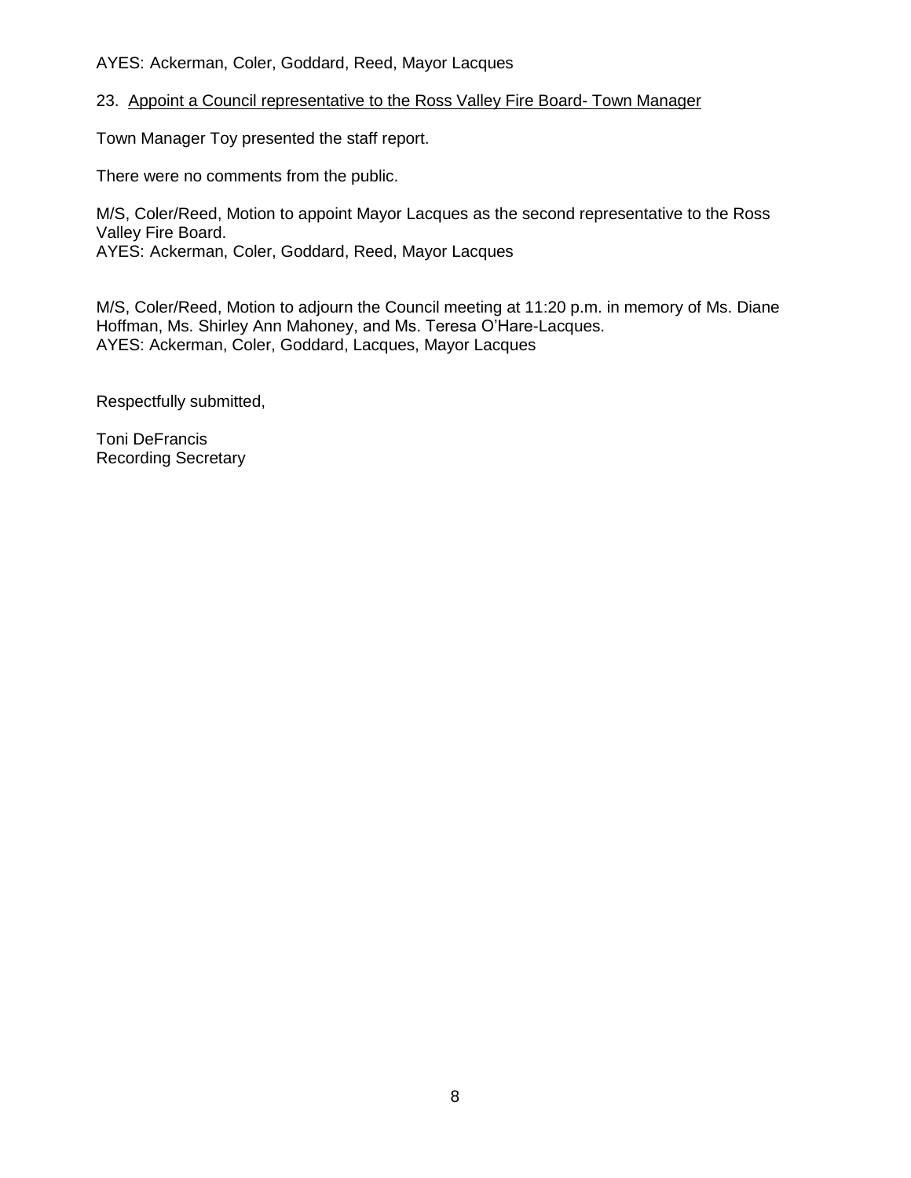AYES: Ackerman, Coler, Goddard, Reed, Mayor Lacques

23. <u>Appoint a Council representative to the Ross Valley Fire Board- Town Manager</u>

Town Manager Toy presented the staff report.

There were no comments from the public.

M/S, Coler/Reed, Motion to appoint Mayor Lacques as the second representative to the Ross Valley Fire Board.
AYES: Ackerman, Coler, Goddard, Reed, Mayor Lacques

M/S, Coler/Reed, Motion to adjourn the Council meeting at 11:20 p.m. in memory of Ms. Diane Hoffman, Ms. Shirley Ann Mahoney, and Ms. Teresa O'Hare-Lacques.
AYES: Ackerman, Coler, Goddard, Lacques, Mayor Lacques

Respectfully submitted,

Toni DeFrancis
Recording Secretary